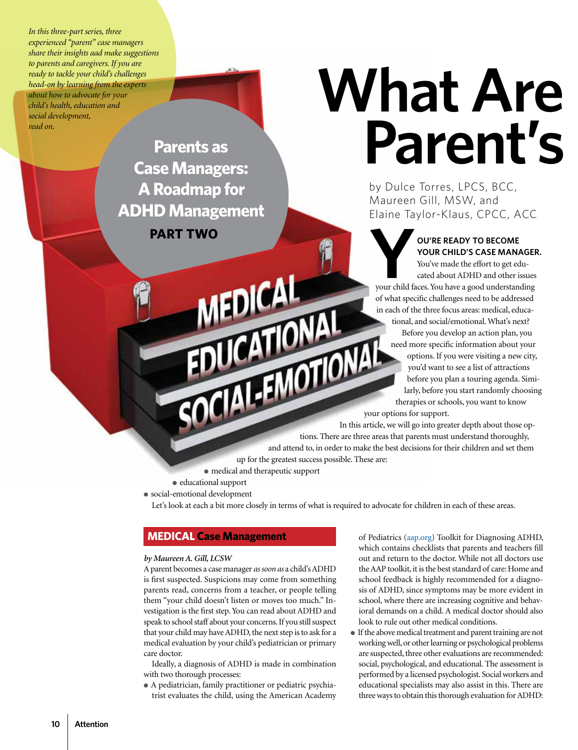*In this three-part series, three experienced "parent" case managers share their insights aad make suggestions to parents and caregivers. If you are ready to tackle your child's challenges head-on by learning from the experts about how to advocate for your child's health, education and social development, read on.*

**Parents as Case Managers: A Roadmap for ADHD Management**

**PART TWO**

# What Are Parent's

by Dulce Torres, LPCS, BCC, Maureen Gill, MSW, and Elaine Taylor-Klaus, CPCC, ACC

**YOU'RE READY TO BECOME YOUR CHILD'S CASE MANAGER.** You've made the effort to get educated about ADHD and other issues your child faces. You have a good understanding of what specific challenges need to be addressed in each of the three focus areas: medical, educational, and social/emotional. What's next?

Before you develop an action plan, you need more specific information about your options. If you were visiting a new city, you'd want to see a list of attractions before you plan a touring agenda. Similarly, before you start randomly choosing therapies or schools, you want to know your options for support.

In this article, we will go into greater depth about those options. There are three areas that parents must understand thoroughly, and attend to, in order to make the best decisions for their children and set them up for the greatest success possible. These are:

- medical and therapeutic support
- educational support
- social-emotional development

Let's look at each a bit more closely in terms of what is required to advocate for children in each of these areas.

## MEDICAL Case Management

*by Maureen A. Gill, LCSW*

A parent becomes a case manager *as soon as* a child's ADHD is first suspected. Suspicions may come from something parents read, concerns from a teacher, or people telling them "your child doesn't listen or moves too much." Investigation is the first step. You can read about ADHD and speak to school staff about your concerns. If you still suspect that your child may have ADHD, the next step is to ask for a medical evaluation by your child's pediatrician or primary care doctor.

Ideally, a diagnosis of ADHD is made in combination with two thorough processes:

- A pediatrician, family practitioner or pediatric psychiatrist evaluates the child, using the American Academy of Pediatrics (aap.org) Toolkit for Diagnosing ADHD, which contains checklists that parents and teachers fill out and return to the doctor. While not all doctors use the AAP toolkit, it is the best standard of care: Home and school feedback is highly recommended for a diagnosis of ADHD, since symptoms may be more evident in school, where there are increasing cognitive and behavioral demands on a child. A medical doctor should also look to rule out other medical conditions.
- If the above medical treatment and parent training are not working well, or other learning or psychological problems are suspected, three other evaluations are recommended: social, psychological, and educational. The assessment is performed by a licensed psychologist. Social workers and educational specialists may also assist in this. There are three ways to obtain this thorough evaluation for ADHD: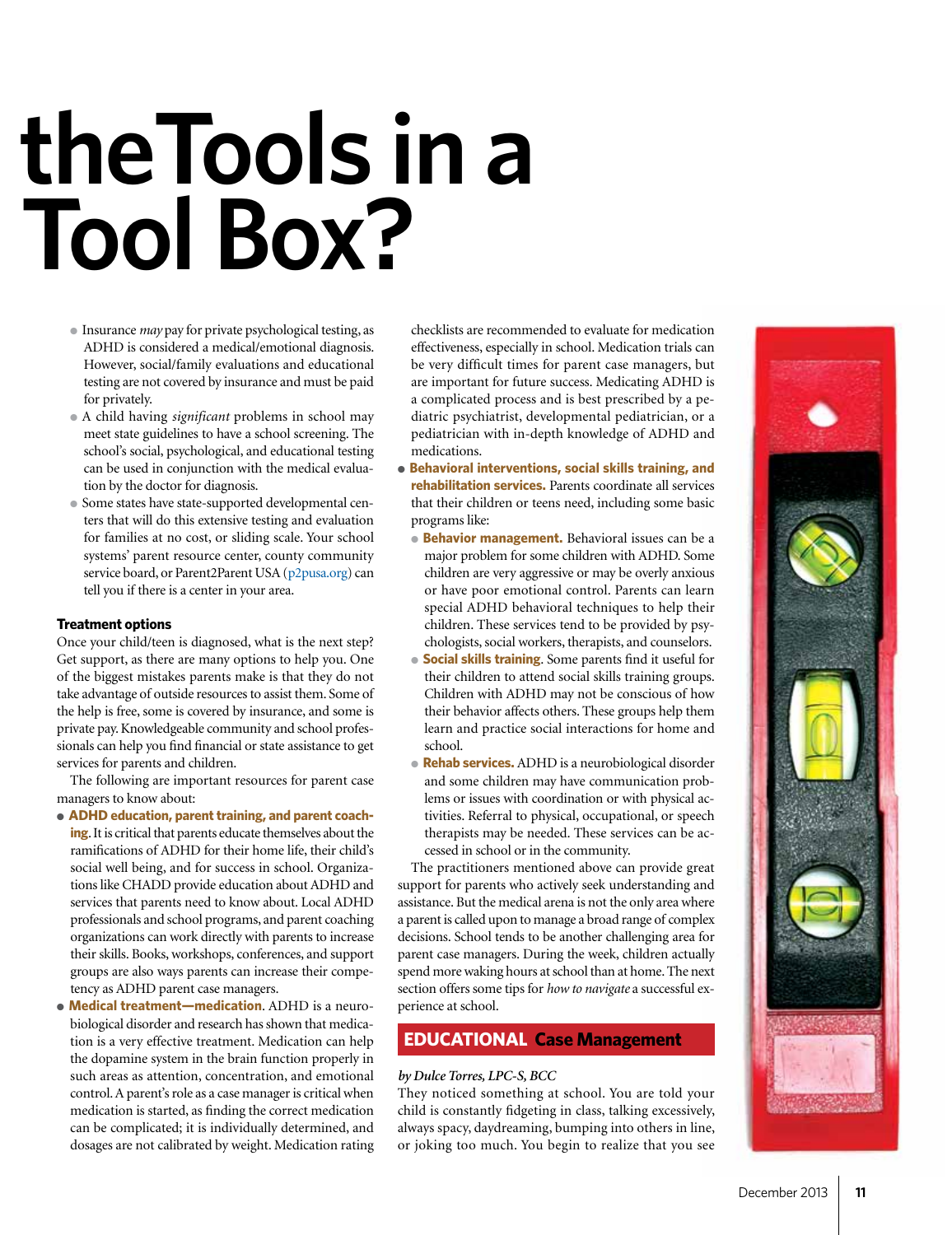# the Tools in a Tool Box?

- Insurance *may* pay for private psychological testing, as ADHD is considered a medical/emotional diagnosis. However, social/family evaluations and educational testing are not covered by insurance and must be paid for privately.
- A child having *significant* problems in school may meet state guidelines to have a school screening. The school's social, psychological, and educational testing can be used in conjunction with the medical evaluation by the doctor for diagnosis.
- Some states have state-supported developmental centers that will do this extensive testing and evaluation for families at no cost, or sliding scale. Your school systems' parent resource center, county community service board, or Parent2Parent USA (p2pusa.org) can tell you if there is a center in your area.

#### Treatment options

Once your child/teen is diagnosed, what is the next step? Get support, as there are many options to help you. One of the biggest mistakes parents make is that they do not take advantage of outside resources to assist them. Some of the help is free, some is covered by insurance, and some is private pay. Knowledgeable community and school professionals can help you find financial or state assistance to get services for parents and children.

The following are important resources for parent case managers to know about:

- **ADHD education, parent training, and parent coaching.** It is critical that parents educate themselves about the ramifications of ADHD for their home life, their child's social well being, and for success in school. Organizations like CHADD provide education about ADHD and services that parents need to know about. Local ADHD professionals and school programs, and parent coaching organizations can work directly with parents to increase their skills. Books, workshops, conferences, and support groups are also ways parents can increase their competency as ADHD parent case managers.
- **Medical treatment—medication**. ADHD is a neurobiological disorder and research has shown that medication is a very effective treatment. Medication can help the dopamine system in the brain function properly in such areas as attention, concentration, and emotional control. A parent's role as a case manager is critical when medication is started, as finding the correct medication can be complicated; it is individually determined, and dosages are not calibrated by weight. Medication rating checklists are recommended to evaluate for medication effectiveness, especially in school. Medication trials can be very difficult times for parent case managers, but are important for future success. Medicating ADHD is a complicated process and is best prescribed by a pediatric psychiatrist, developmental pediatrician, or a pediatrician with in-depth knowledge of ADHD and medications.
- **Behavioral interventions, social skills training, and rehabilitation services.** Parents coordinate all services that their children or teens need, including some basic programs like:
  - **Behavior management.** Behavioral issues can be a major problem for some children with ADHD. Some children are very aggressive or may be overly anxious or have poor emotional control. Parents can learn special ADHD behavioral techniques to help their children. These services tend to be provided by psychologists, social workers, therapists, and counselors.
  - **Social skills training**. Some parents find it useful for their children to attend social skills training groups. Children with ADHD may not be conscious of how their behavior affects others. These groups help them learn and practice social interactions for home and school.
  - **Rehab services.** ADHD is a neurobiological disorder and some children may have communication problems or issues with coordination or with physical activities. Referral to physical, occupational, or speech therapists may be needed. These services can be accessed in school or in the community.

The practitioners mentioned above can provide great support for parents who actively seek understanding and assistance. But the medical area is not the only area where a parent is called upon to manage a broad range of complex decisions. School tends to be another challenging area for parent case managers. During the week, children actually spend more waking hours at school than at home. The next section offers some tips for *how to navigate* a successful experience at school.

## EDUCATIONAL Case Management

*by Dulce Torres, LPC-S, BCC*

They noticed something at school. You are told your child is constantly fidgeting in class, talking excessively, always spacy, daydreaming, bumping into others in line, or joking too much. You begin to realize that you see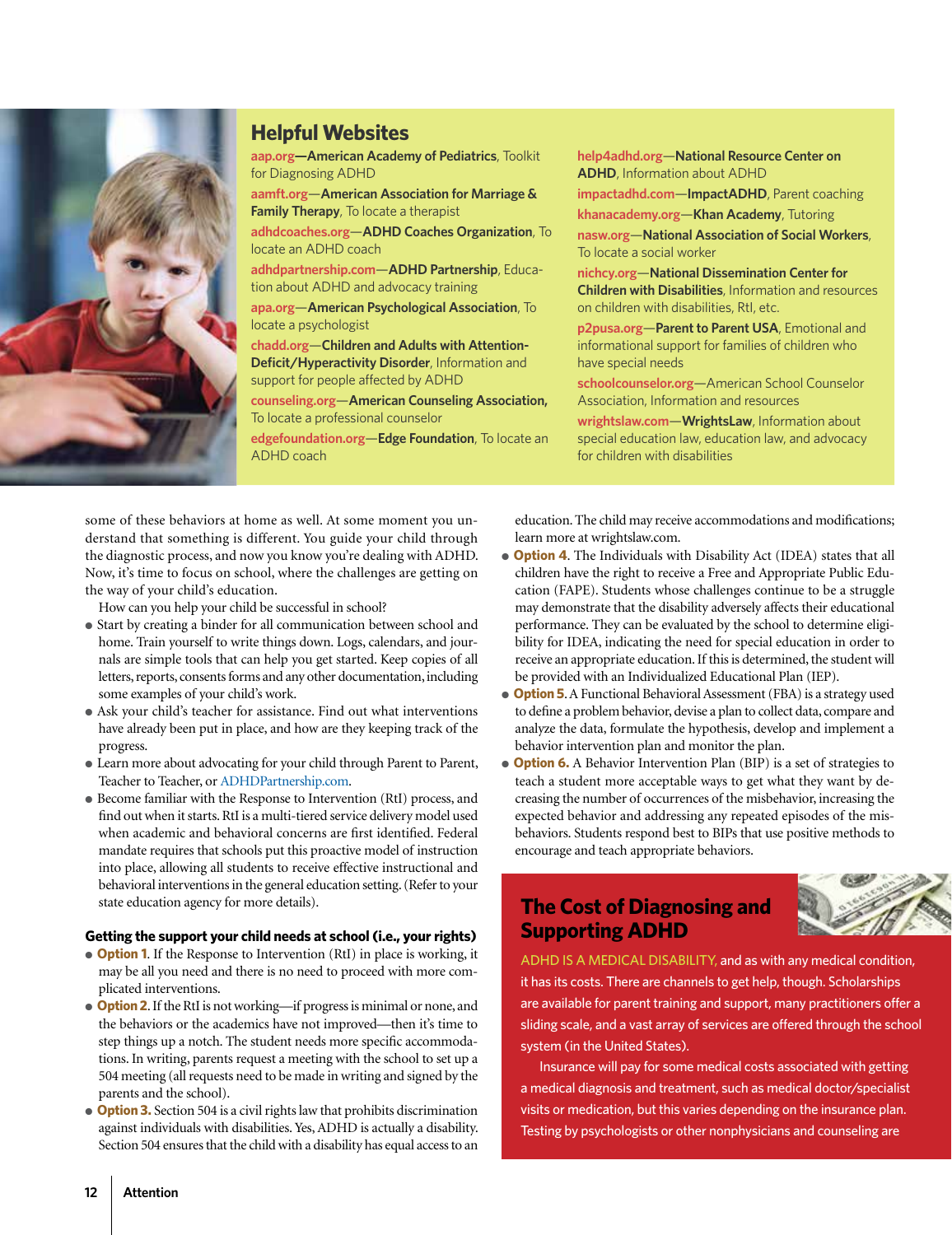## Helpful Websites

**aap.org—American Academy of Pediatrics**, Toolkit for Diagnosing ADHD

**aamft.org—American Association for Marriage & Family Therapy**, To locate a therapist

**adhdcoaches.org—ADHD Coaches Organization**, To locate an ADHD coach

**adhdpartnership.com—ADHD Partnership**, Education about ADHD and advocacy training

**apa.org—American Psychological Association**, To locate a psychologist

**chadd.org—Children and Adults with Attention-Deficit/Hyperactivity Disorder**, Information and support for people affected by ADHD

**counseling.org—American Counseling Association,** To locate a professional counselor

**edgefoundation.org—Edge Foundation**, To locate an ADHD coach

**help4adhd.org—National Resource Center on ADHD**, Information about ADHD

**impactadhd.com—ImpactADHD**, Parent coaching

**khanacademy.org—Khan Academy**, Tutoring

**nasw.org—National Association of Social Workers**, To locate a social worker

**nichcy.org—National Dissemination Center for Children with Disabilities**, Information and resources on children with disabilities, RtI, etc.

**p2pusa.org—Parent to Parent USA**, Emotional and informational support for families of children who have special needs

**schoolcounselor.org**—American School Counselor Association, Information and resources

**wrightslaw.com—WrightsLaw**, Information about special education law, education law, and advocacy for children with disabilities

some of these behaviors at home as well. At some moment you understand that something is different. You guide your child through the diagnostic process, and now you know you're dealing with ADHD. Now, it's time to focus on school, where the challenges are getting on the way of your child's education.

How can you help your child be successful in school?

- Start by creating a binder for all communication between school and home. Train yourself to write things down. Logs, calendars, and journals are simple tools that can help you get started. Keep copies of all letters, reports, consents forms and any other documentation, including some examples of your child's work.
- Ask your child's teacher for assistance. Find out what interventions have already been put in place, and how are they keeping track of the progress.
- Learn more about advocating for your child through Parent to Parent, Teacher to Teacher, or ADHDPartnership.com.
- Become familiar with the Response to Intervention (RtI) process, and find out when it starts. RtI is a multi-tiered service delivery model used when academic and behavioral concerns are first identified. Federal mandate requires that schools put this proactive model of instruction into place, allowing all students to receive effective instructional and behavioral interventions in the general education setting. (Refer to your state education agency for more details).

**Getting the support your child needs at school (i.e., your rights)**

- **Option 1**. If the Response to Intervention (RtI) in place is working, it may be all you need and there is no need to proceed with more complicated interventions.
- **Option 2**. If the RtI is not working—if progress is minimal or none, and the behaviors or the academics have not improved—then it's time to step things up a notch. The student needs more specific accommodations. In writing, parents request a meeting with the school to set up a 504 meeting (all requests need to be made in writing and signed by the parents and the school).
- **Option 3.** Section 504 is a civil rights law that prohibits discrimination against individuals with disabilities. Yes, ADHD is actually a disability. Section 504 ensures that the child with a disability has equal access to an education. The child may receive accommodations and modifications; learn more at wrightslaw.com.
- **Option 4**. The Individuals with Disability Act (IDEA) states that all children have the right to receive a Free and Appropriate Public Education (FAPE). Students whose challenges continue to be a struggle may demonstrate that the disability adversely affects their educational performance. They can be evaluated by the school to determine eligibility for IDEA, indicating the need for special education in order to receive an appropriate education. If this is determined, the student will be provided with an Individualized Educational Plan (IEP).
- **Option 5.** A Functional Behavioral Assessment (FBA) is a strategy used to define a problem behavior, devise a plan to collect data, compare and analyze the data, formulate the hypothesis, develop and implement a behavior intervention plan and monitor the plan.
- **Option 6.** A Behavior Intervention Plan (BIP) is a set of strategies to teach a student more acceptable ways to get what they want by decreasing the number of occurrences of the misbehavior, increasing the expected behavior and addressing any repeated episodes of the misbehaviors. Students respond best to BIPs that use positive methods to encourage and teach appropriate behaviors.

## The Cost of Diagnosing and Supporting ADHD

ADHD IS A MEDICAL DISABILITY, and as with any medical condition, it has its costs. There are channels to get help, though. Scholarships are available for parent training and support, many practitioners offer a sliding scale, and a vast array of services are offered through the school system (in the United States).

Insurance will pay for some medical costs associated with getting a medical diagnosis and treatment, such as medical doctor/specialist visits or medication, but this varies depending on the insurance plan. Testing by psychologists or other nonphysicians and counseling are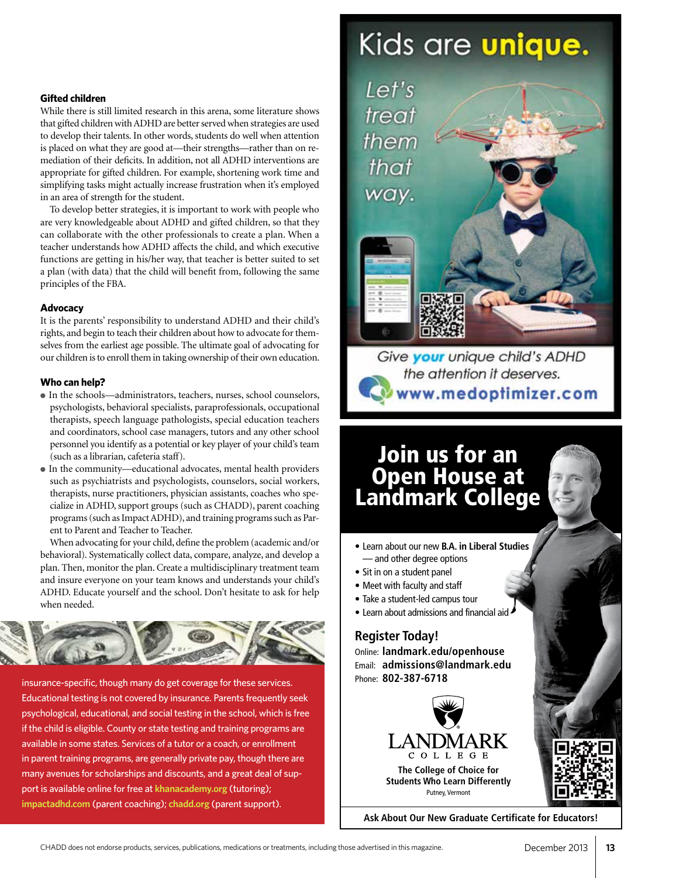### Gifted children

While there is still limited research in this arena, some literature shows that gifted children with ADHD are better served when strategies are used to develop their talents. In other words, students do well when attention is placed on what they are good at—their strengths—rather than on remediation of their deficits. In addition, not all ADHD interventions are appropriate for gifted children. For example, shortening work time and simplifying tasks might actually increase frustration when it's employed in an area of strength for the student.

To develop better strategies, it is important to work with people who are very knowledgeable about ADHD and gifted children, so that they can collaborate with the other professionals to create a plan. When a teacher understands how ADHD affects the child, and which executive functions are getting in his/her way, that teacher is better suited to set a plan (with data) that the child will benefit from, following the same principles of the FBA.

### Advocacy

It is the parents' responsibility to understand ADHD and their child's rights, and begin to teach their children about how to advocate for themselves from the earliest age possible. The ultimate goal of advocating for our children is to enroll them in taking ownership of their own education.

### Who can help?

- In the schools—administrators, teachers, nurses, school counselors, psychologists, behavioral specialists, paraprofessionals, occupational therapists, speech language pathologists, special education teachers and coordinators, school case managers, tutors and any other school personnel you identify as a potential or key player of your child's team (such as a librarian, cafeteria staff).
- In the community—educational advocates, mental health providers such as psychiatrists and psychologists, counselors, social workers, therapists, nurse practitioners, physician assistants, coaches who specialize in ADHD, support groups (such as CHADD), parent coaching programs (such as Impact ADHD), and training programs such as Parent to Parent and Teacher to Teacher.

When advocating for your child, define the problem (academic and/or behavioral). Systematically collect data, compare, analyze, and develop a plan. Then, monitor the plan. Create a multidisciplinary treatment team and insure everyone on your team knows and understands your child's ADHD. Educate yourself and the school. Don't hesitate to ask for help when needed.

insurance-specific, though many do get coverage for these services. Educational testing is not covered by insurance. Parents frequently seek psychological, educational, and social testing in the school, which is free if the child is eligible. County or state testing and training programs are available in some states. Services of a tutor or a coach, or enrollment in parent training programs, are generally private pay, though there are many avenues for scholarships and discounts, and a great deal of support is available online for free at khanacademy.org (tutoring); impactadhd.com (parent coaching); chadd.org (parent support).

---

Kids are **unique.**

*Let's treat them that way.*

*Give **your** unique child's ADHD the attention it deserves.*

**www.medoptimizer.com**

---

# Join us for an Open House at Landmark College

- Learn about our new **B.A. in Liberal Studies** — and other degree options
- Sit in on a student panel
- Meet with faculty and staff
- Take a student-led campus tour
- Learn about admissions and financial aid

**Register Today!**

Online: **landmark.edu/openhouse**
Email: **admissions@landmark.edu**
Phone: **802-387-6718**

LANDMARK COLLEGE

**The College of Choice for Students Who Learn Differently**

Putney, Vermont

**Ask About Our New Graduate Certificate for Educators!**

---

CHADD does not endorse products, services, publications, medications or treatments, including those advertised in this magazine.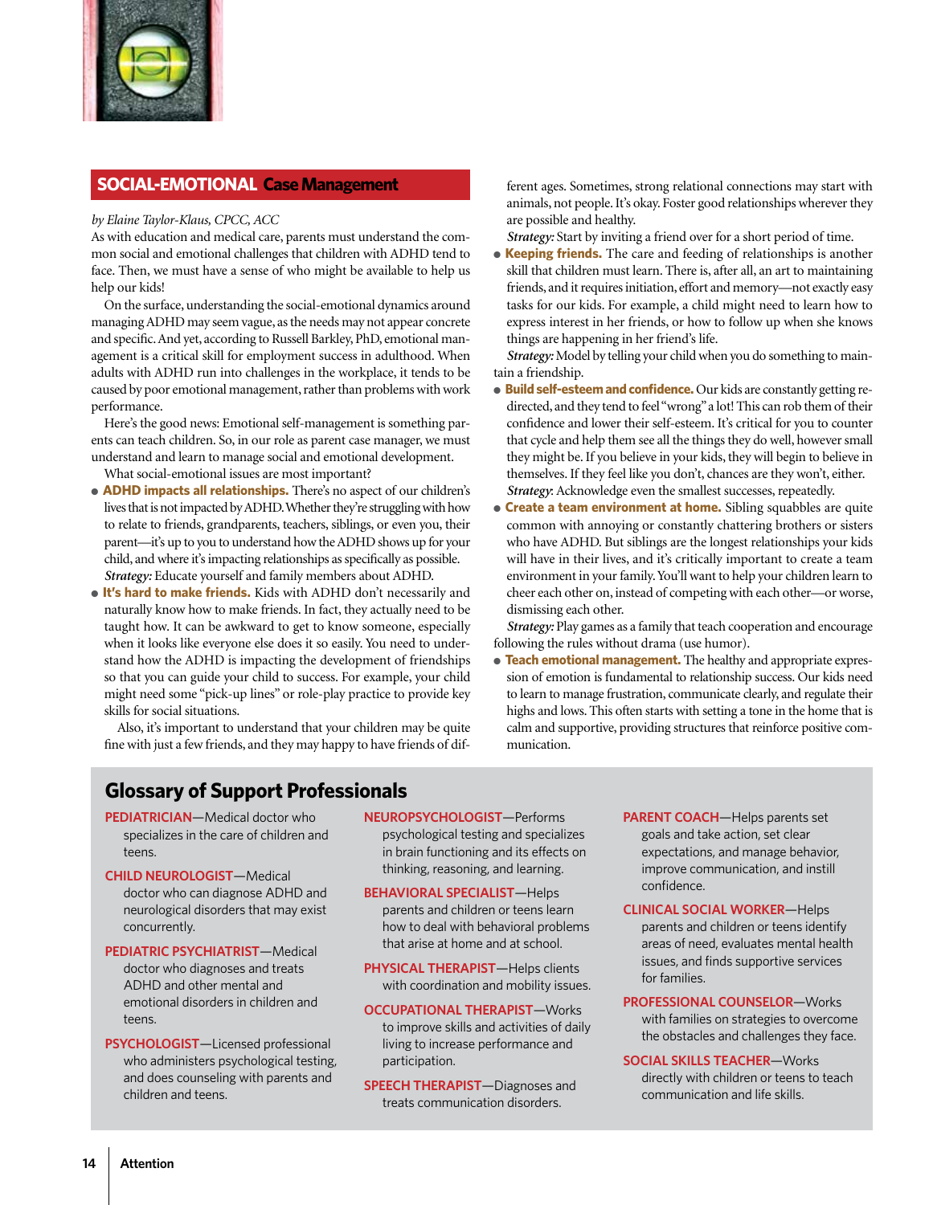## SOCIAL-EMOTIONAL Case Management

*by Elaine Taylor-Klaus, CPCC, ACC*

As with education and medical care, parents must understand the common social and emotional challenges that children with ADHD tend to face. Then, we must have a sense of who might be available to help us help our kids!

On the surface, understanding the social-emotional dynamics around managing ADHD may seem vague, as the needs may not appear concrete and specific. And yet, according to Russell Barkley, PhD, emotional management is a critical skill for employment success in adulthood. When adults with ADHD run into challenges in the workplace, it tends to be caused by poor emotional management, rather than problems with work performance.

Here's the good news: Emotional self-management is something parents can teach children. So, in our role as parent case manager, we must understand and learn to manage social and emotional development.

What social-emotional issues are most important?

- **ADHD impacts all relationships.** There's no aspect of our children's lives that is not impacted by ADHD. Whether they're struggling with how to relate to friends, grandparents, teachers, siblings, or even you, their parent—it's up to you to understand how the ADHD shows up for your child, and where it's impacting relationships as specifically as possible.

  ***Strategy:*** Educate yourself and family members about ADHD.

- **It's hard to make friends.** Kids with ADHD don't necessarily and naturally know how to make friends. In fact, they actually need to be taught how. It can be awkward to get to know someone, especially when it looks like everyone else does it so easily. You need to understand how the ADHD is impacting the development of friendships so that you can guide your child to success. For example, your child might need some "pick-up lines" or role-play practice to provide key skills for social situations.

  Also, it's important to understand that your children may be quite fine with just a few friends, and they may happy to have friends of different ages. Sometimes, strong relational connections may start with animals, not people. It's okay. Foster good relationships wherever they are possible and healthy.

  ***Strategy:*** Start by inviting a friend over for a short period of time.

- **Keeping friends.** The care and feeding of relationships is another skill that children must learn. There is, after all, an art to maintaining friends, and it requires initiation, effort and memory—not exactly easy tasks for our kids. For example, a child might need to learn how to express interest in her friends, or how to follow up when she knows things are happening in her friend's life.

  ***Strategy:*** Model by telling your child when you do something to maintain a friendship.

- **Build self-esteem and confidence.** Our kids are constantly getting re-directed, and they tend to feel "wrong" a lot! This can rob them of their confidence and lower their self-esteem. It's critical for you to counter that cycle and help them see all the things they do well, however small they might be. If you believe in your kids, they will begin to believe in themselves. If they feel like you don't, chances are they won't, either.

  ***Strategy:*** Acknowledge even the smallest successes, repeatedly.

- **Create a team environment at home.** Sibling squabbles are quite common with annoying or constantly chattering brothers or sisters who have ADHD. But siblings are the longest relationships your kids will have in their lives, and it's critically important to create a team environment in your family. You'll want to help your children learn to cheer each other on, instead of competing with each other—or worse, dismissing each other.

  ***Strategy:*** Play games as a family that teach cooperation and encourage following the rules without drama (use humor).

- **Teach emotional management.** The healthy and appropriate expression of emotion is fundamental to relationship success. Our kids need to learn to manage frustration, communicate clearly, and regulate their highs and lows. This often starts with setting a tone in the home that is calm and supportive, providing structures that reinforce positive communication.

## Glossary of Support Professionals

**PEDIATRICIAN**—Medical doctor who specializes in the care of children and teens.

**CHILD NEUROLOGIST**—Medical doctor who can diagnose ADHD and neurological disorders that may exist concurrently.

**PEDIATRIC PSYCHIATRIST**—Medical doctor who diagnoses and treats ADHD and other mental and emotional disorders in children and teens.

**PSYCHOLOGIST**—Licensed professional who administers psychological testing, and does counseling with parents and children and teens.

**NEUROPSYCHOLOGIST**—Performs psychological testing and specializes in brain functioning and its effects on thinking, reasoning, and learning.

**BEHAVIORAL SPECIALIST**—Helps parents and children or teens learn how to deal with behavioral problems that arise at home and at school.

**PHYSICAL THERAPIST**—Helps clients with coordination and mobility issues.

**OCCUPATIONAL THERAPIST**—Works to improve skills and activities of daily living to increase performance and participation.

**SPEECH THERAPIST**—Diagnoses and treats communication disorders.

**PARENT COACH**—Helps parents set goals and take action, set clear expectations, and manage behavior, improve communication, and instill confidence.

**CLINICAL SOCIAL WORKER**—Helps parents and children or teens identify areas of need, evaluates mental health issues, and finds supportive services for families.

**PROFESSIONAL COUNSELOR**—Works with families on strategies to overcome the obstacles and challenges they face.

**SOCIAL SKILLS TEACHER**—Works directly with children or teens to teach communication and life skills.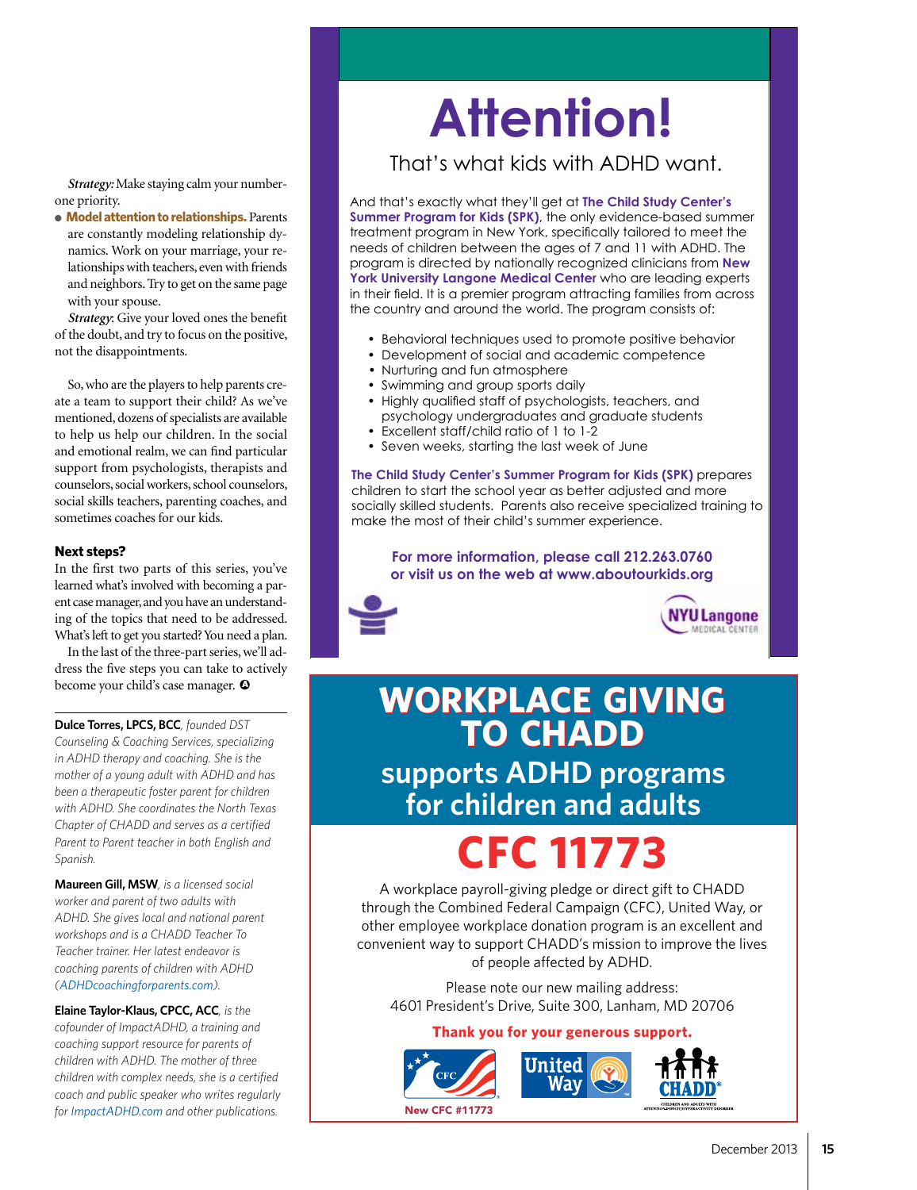*Strategy:* Make staying calm your number-one priority.

- **Model attention to relationships.** Parents are constantly modeling relationship dynamics. Work on your marriage, your relationships with teachers, even with friends and neighbors. Try to get on the same page with your spouse.

*Strategy:* Give your loved ones the benefit of the doubt, and try to focus on the positive, not the disappointments.

So, who are the players to help parents create a team to support their child? As we've mentioned, dozens of specialists are available to help us help our children. In the social and emotional realm, we can find particular support from psychologists, therapists and counselors, social workers, school counselors, social skills teachers, parenting coaches, and sometimes coaches for our kids.

### Next steps?

In the first two parts of this series, you've learned what's involved with becoming a parent case manager, and you have an understanding of the topics that need to be addressed. What's left to get you started? You need a plan.

In the last of the three-part series, we'll address the five steps you can take to actively become your child's case manager.

---

**Dulce Torres, LPCS, BCC**, *founded DST Counseling & Coaching Services, specializing in ADHD therapy and coaching. She is the mother of a young adult with ADHD and has been a therapeutic foster parent for children with ADHD. She coordinates the North Texas Chapter of CHADD and serves as a certified Parent to Parent teacher in both English and Spanish.*

**Maureen Gill, MSW**, *is a licensed social worker and parent of two adults with ADHD. She gives local and national parent workshops and is a CHADD Teacher To Teacher trainer. Her latest endeavor is coaching parents of children with ADHD (ADHDcoachingforparents.com).*

**Elaine Taylor-Klaus, CPCC, ACC**, *is the cofounder of ImpactADHD, a training and coaching support resource for parents of children with ADHD. The mother of three children with complex needs, she is a certified coach and public speaker who writes regularly for ImpactADHD.com and other publications.*

---

# Attention!

That's what kids with ADHD want.

And that's exactly what they'll get at **The Child Study Center's Summer Program for Kids (SPK)**, the only evidence-based summer treatment program in New York, specifically tailored to meet the needs of children between the ages of 7 and 11 with ADHD. The program is directed by nationally recognized clinicians from **New York University Langone Medical Center** who are leading experts in their field. It is a premier program attracting families from across the country and around the world. The program consists of:

- Behavioral techniques used to promote positive behavior
- Development of social and academic competence
- Nurturing and fun atmosphere
- Swimming and group sports daily
- Highly qualified staff of psychologists, teachers, and psychology undergraduates and graduate students
- Excellent staff/child ratio of 1 to 1-2
- Seven weeks, starting the last week of June

**The Child Study Center's Summer Program for Kids (SPK)** prepares children to start the school year as better adjusted and more socially skilled students. Parents also receive specialized training to make the most of their child's summer experience.

**For more information, please call 212.263.0760 or visit us on the web at www.aboutourkids.org**

NYU Langone MEDICAL CENTER

---

# WORKPLACE GIVING TO CHADD

## supports ADHD programs for children and adults

# CFC 11773

A workplace payroll-giving pledge or direct gift to CHADD through the Combined Federal Campaign (CFC), United Way, or other employee workplace donation program is an excellent and convenient way to support CHADD's mission to improve the lives of people affected by ADHD.

Please note our new mailing address:
4601 President's Drive, Suite 300, Lanham, MD 20706

**Thank you for your generous support.**

CFC — New CFC #11773 | United Way | CHADD — CHILDREN AND ADULTS WITH ATTENTION-DEFICIT/HYPERACTIVITY DISORDER